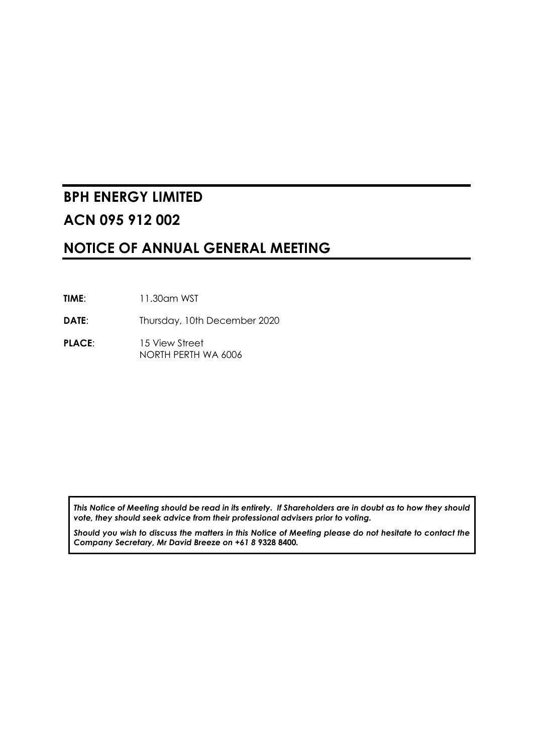# BPH ENERGY LIMITED

# ACN 095 912 002

# NOTICE OF ANNUAL GENERAL MEETING

**TIME**: 11.30am WST

**DATE**: Thursday, 10th December 2020

**PLACE**: 15 View Street
NORTH PERTH WA 6006

***This Notice of Meeting should be read in its entirety. If Shareholders are in doubt as to how they should vote, they should seek advice from their professional advisers prior to voting.***

***Should you wish to discuss the matters in this Notice of Meeting please do not hesitate to contact the Company Secretary, Mr David Breeze on +61 8 9328 8400.***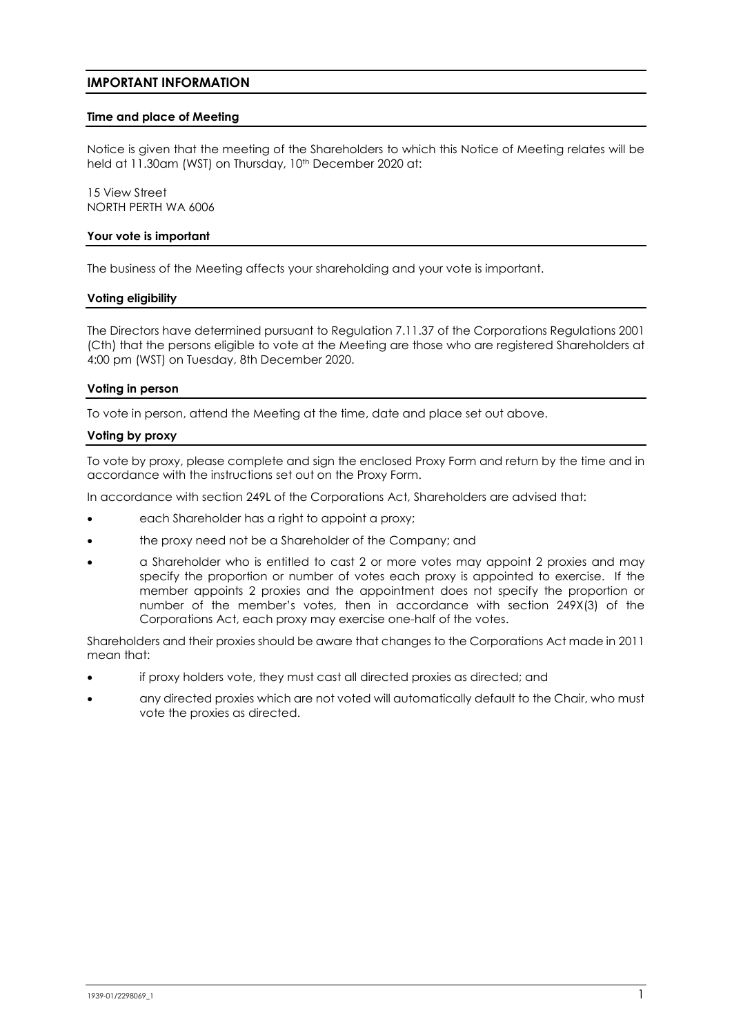# IMPORTANT INFORMATION

## Time and place of Meeting

Notice is given that the meeting of the Shareholders to which this Notice of Meeting relates will be held at 11.30am (WST) on Thursday, 10th December 2020 at:

15 View Street
NORTH PERTH WA 6006

## Your vote is important

The business of the Meeting affects your shareholding and your vote is important.

## Voting eligibility

The Directors have determined pursuant to Regulation 7.11.37 of the Corporations Regulations 2001 (Cth) that the persons eligible to vote at the Meeting are those who are registered Shareholders at 4:00 pm (WST) on Tuesday, 8th December 2020.

## Voting in person

To vote in person, attend the Meeting at the time, date and place set out above.

## Voting by proxy

To vote by proxy, please complete and sign the enclosed Proxy Form and return by the time and in accordance with the instructions set out on the Proxy Form.

In accordance with section 249L of the Corporations Act, Shareholders are advised that:

- each Shareholder has a right to appoint a proxy;
- the proxy need not be a Shareholder of the Company; and
- a Shareholder who is entitled to cast 2 or more votes may appoint 2 proxies and may specify the proportion or number of votes each proxy is appointed to exercise. If the member appoints 2 proxies and the appointment does not specify the proportion or number of the member's votes, then in accordance with section 249X(3) of the Corporations Act, each proxy may exercise one-half of the votes.

Shareholders and their proxies should be aware that changes to the Corporations Act made in 2011 mean that:

- if proxy holders vote, they must cast all directed proxies as directed; and
- any directed proxies which are not voted will automatically default to the Chair, who must vote the proxies as directed.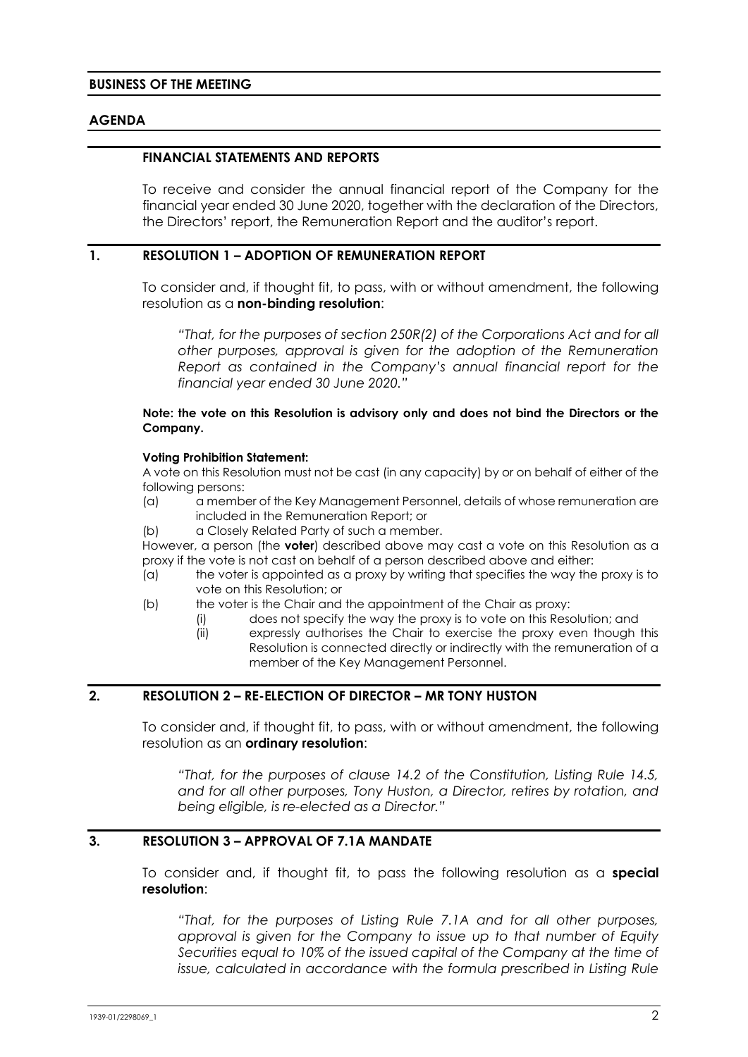## BUSINESS OF THE MEETING

## AGENDA

### FINANCIAL STATEMENTS AND REPORTS

To receive and consider the annual financial report of the Company for the financial year ended 30 June 2020, together with the declaration of the Directors, the Directors' report, the Remuneration Report and the auditor's report.

### 1. RESOLUTION 1 – ADOPTION OF REMUNERATION REPORT

To consider and, if thought fit, to pass, with or without amendment, the following resolution as a **non-binding resolution**:

> *"That, for the purposes of section 250R(2) of the Corporations Act and for all other purposes, approval is given for the adoption of the Remuneration Report as contained in the Company's annual financial report for the financial year ended 30 June 2020."*

**Note: the vote on this Resolution is advisory only and does not bind the Directors or the Company.**

**Voting Prohibition Statement:**

A vote on this Resolution must not be cast (in any capacity) by or on behalf of either of the following persons:

(a) a member of the Key Management Personnel, details of whose remuneration are included in the Remuneration Report; or

(b) a Closely Related Party of such a member.

However, a person (the **voter**) described above may cast a vote on this Resolution as a proxy if the vote is not cast on behalf of a person described above and either:

(a) the voter is appointed as a proxy by writing that specifies the way the proxy is to vote on this Resolution; or

(b) the voter is the Chair and the appointment of the Chair as proxy:

   (i) does not specify the way the proxy is to vote on this Resolution; and

   (ii) expressly authorises the Chair to exercise the proxy even though this Resolution is connected directly or indirectly with the remuneration of a member of the Key Management Personnel.

### 2. RESOLUTION 2 – RE-ELECTION OF DIRECTOR – MR TONY HUSTON

To consider and, if thought fit, to pass, with or without amendment, the following resolution as an **ordinary resolution**:

> *"That, for the purposes of clause 14.2 of the Constitution, Listing Rule 14.5, and for all other purposes, Tony Huston, a Director, retires by rotation, and being eligible, is re-elected as a Director."*

### 3. RESOLUTION 3 – APPROVAL OF 7.1A MANDATE

To consider and, if thought fit, to pass the following resolution as a **special resolution**:

> *"That, for the purposes of Listing Rule 7.1A and for all other purposes, approval is given for the Company to issue up to that number of Equity Securities equal to 10% of the issued capital of the Company at the time of issue, calculated in accordance with the formula prescribed in Listing Rule*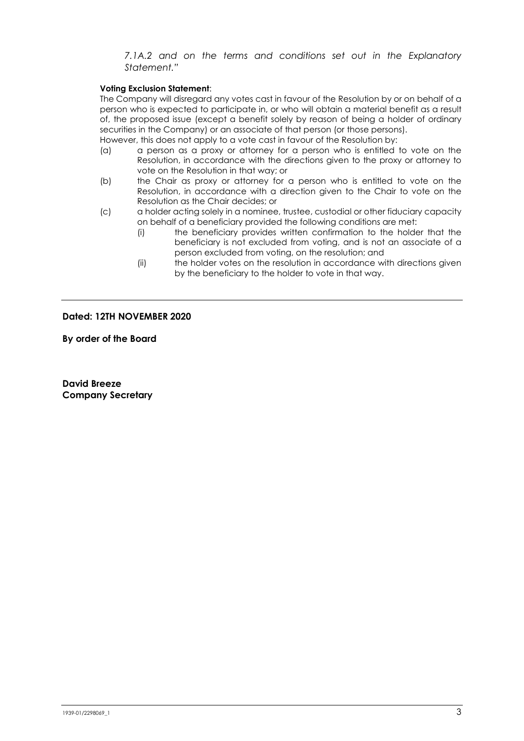*7.1A.2 and on the terms and conditions set out in the Explanatory Statement."*

**Voting Exclusion Statement**:

The Company will disregard any votes cast in favour of the Resolution by or on behalf of a person who is expected to participate in, or who will obtain a material benefit as a result of, the proposed issue (except a benefit solely by reason of being a holder of ordinary securities in the Company) or an associate of that person (or those persons).

However, this does not apply to a vote cast in favour of the Resolution by:

(a) a person as a proxy or attorney for a person who is entitled to vote on the Resolution, in accordance with the directions given to the proxy or attorney to vote on the Resolution in that way; or

(b) the Chair as proxy or attorney for a person who is entitled to vote on the Resolution, in accordance with a direction given to the Chair to vote on the Resolution as the Chair decides; or

(c) a holder acting solely in a nominee, trustee, custodial or other fiduciary capacity on behalf of a beneficiary provided the following conditions are met:

    (i) the beneficiary provides written confirmation to the holder that the beneficiary is not excluded from voting, and is not an associate of a person excluded from voting, on the resolution; and

    (ii) the holder votes on the resolution in accordance with directions given by the beneficiary to the holder to vote in that way.

---

**Dated: 12TH NOVEMBER 2020**

**By order of the Board**

**David Breeze**
**Company Secretary**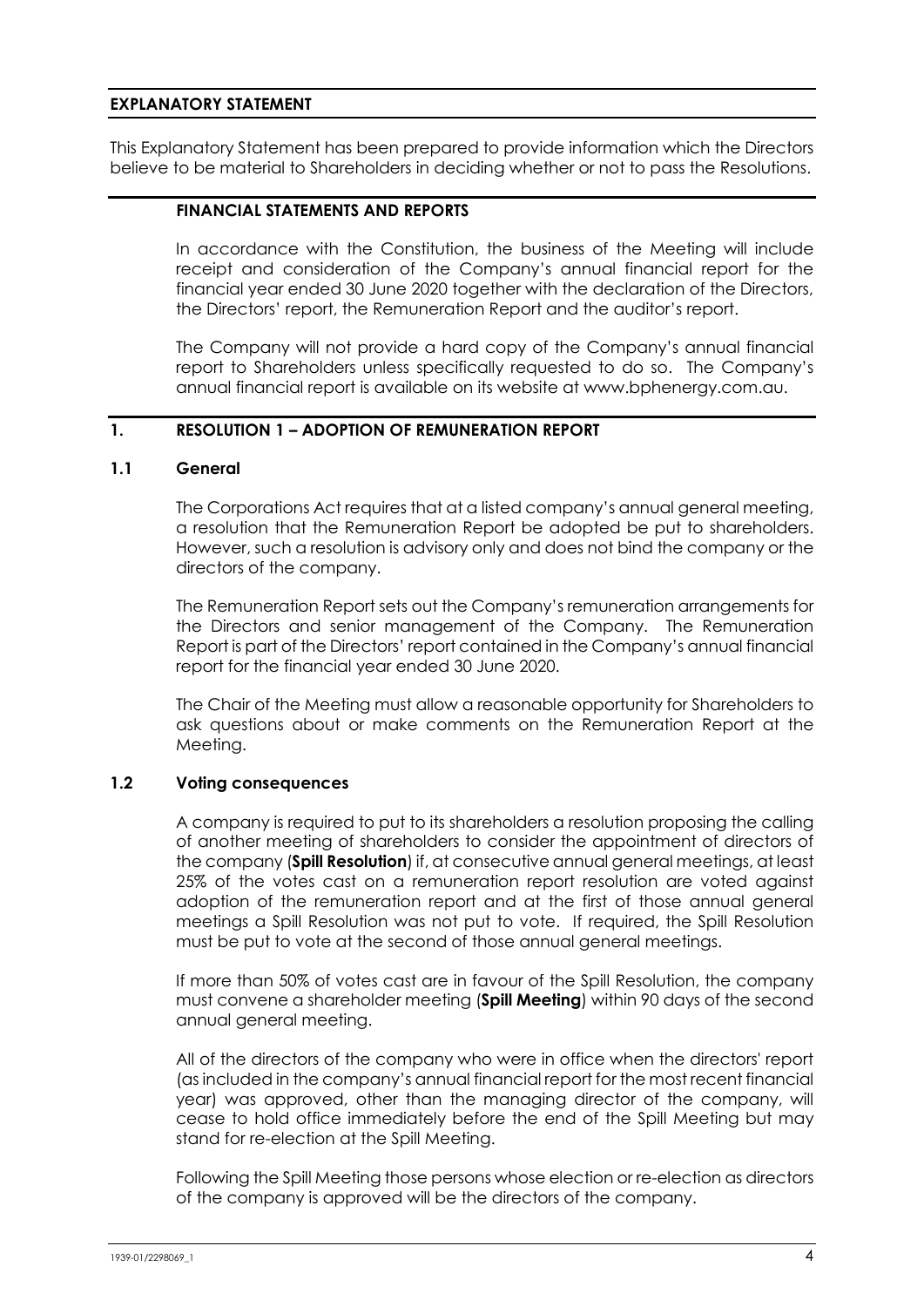## EXPLANATORY STATEMENT

This Explanatory Statement has been prepared to provide information which the Directors believe to be material to Shareholders in deciding whether or not to pass the Resolutions.

### FINANCIAL STATEMENTS AND REPORTS

In accordance with the Constitution, the business of the Meeting will include receipt and consideration of the Company's annual financial report for the financial year ended 30 June 2020 together with the declaration of the Directors, the Directors' report, the Remuneration Report and the auditor's report.

The Company will not provide a hard copy of the Company's annual financial report to Shareholders unless specifically requested to do so. The Company's annual financial report is available on its website at www.bphenergy.com.au.

## 1. RESOLUTION 1 – ADOPTION OF REMUNERATION REPORT

### 1.1 General

The Corporations Act requires that at a listed company's annual general meeting, a resolution that the Remuneration Report be adopted be put to shareholders. However, such a resolution is advisory only and does not bind the company or the directors of the company.

The Remuneration Report sets out the Company's remuneration arrangements for the Directors and senior management of the Company. The Remuneration Report is part of the Directors' report contained in the Company's annual financial report for the financial year ended 30 June 2020.

The Chair of the Meeting must allow a reasonable opportunity for Shareholders to ask questions about or make comments on the Remuneration Report at the Meeting.

### 1.2 Voting consequences

A company is required to put to its shareholders a resolution proposing the calling of another meeting of shareholders to consider the appointment of directors of the company (**Spill Resolution**) if, at consecutive annual general meetings, at least 25% of the votes cast on a remuneration report resolution are voted against adoption of the remuneration report and at the first of those annual general meetings a Spill Resolution was not put to vote. If required, the Spill Resolution must be put to vote at the second of those annual general meetings.

If more than 50% of votes cast are in favour of the Spill Resolution, the company must convene a shareholder meeting (**Spill Meeting**) within 90 days of the second annual general meeting.

All of the directors of the company who were in office when the directors' report (as included in the company's annual financial report for the most recent financial year) was approved, other than the managing director of the company, will cease to hold office immediately before the end of the Spill Meeting but may stand for re-election at the Spill Meeting.

Following the Spill Meeting those persons whose election or re-election as directors of the company is approved will be the directors of the company.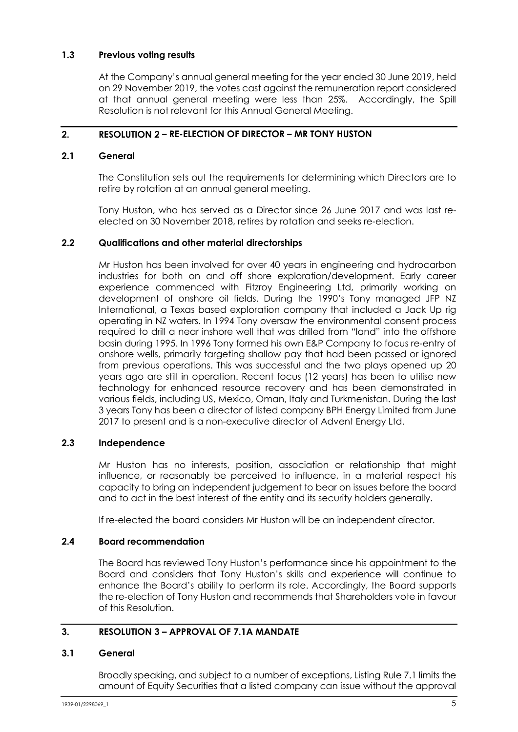### 1.3 Previous voting results

At the Company's annual general meeting for the year ended 30 June 2019, held on 29 November 2019, the votes cast against the remuneration report considered at that annual general meeting were less than 25%. Accordingly, the Spill Resolution is not relevant for this Annual General Meeting.

## 2. RESOLUTION 2 – RE-ELECTION OF DIRECTOR – MR TONY HUSTON

### 2.1 General

The Constitution sets out the requirements for determining which Directors are to retire by rotation at an annual general meeting.

Tony Huston, who has served as a Director since 26 June 2017 and was last re-elected on 30 November 2018, retires by rotation and seeks re-election.

### 2.2 Qualifications and other material directorships

Mr Huston has been involved for over 40 years in engineering and hydrocarbon industries for both on and off shore exploration/development. Early career experience commenced with Fitzroy Engineering Ltd, primarily working on development of onshore oil fields. During the 1990's Tony managed JFP NZ International, a Texas based exploration company that included a Jack Up rig operating in NZ waters. In 1994 Tony oversaw the environmental consent process required to drill a near inshore well that was drilled from "land" into the offshore basin during 1995. In 1996 Tony formed his own E&P Company to focus re-entry of onshore wells, primarily targeting shallow pay that had been passed or ignored from previous operations. This was successful and the two plays opened up 20 years ago are still in operation. Recent focus (12 years) has been to utilise new technology for enhanced resource recovery and has been demonstrated in various fields, including US, Mexico, Oman, Italy and Turkmenistan. During the last 3 years Tony has been a director of listed company BPH Energy Limited from June 2017 to present and is a non-executive director of Advent Energy Ltd.

### 2.3 Independence

Mr Huston has no interests, position, association or relationship that might influence, or reasonably be perceived to influence, in a material respect his capacity to bring an independent judgement to bear on issues before the board and to act in the best interest of the entity and its security holders generally.

If re-elected the board considers Mr Huston will be an independent director.

### 2.4 Board recommendation

The Board has reviewed Tony Huston's performance since his appointment to the Board and considers that Tony Huston's skills and experience will continue to enhance the Board's ability to perform its role. Accordingly, the Board supports the re-election of Tony Huston and recommends that Shareholders vote in favour of this Resolution.

## 3. RESOLUTION 3 – APPROVAL OF 7.1A MANDATE

### 3.1 General

Broadly speaking, and subject to a number of exceptions, Listing Rule 7.1 limits the amount of Equity Securities that a listed company can issue without the approval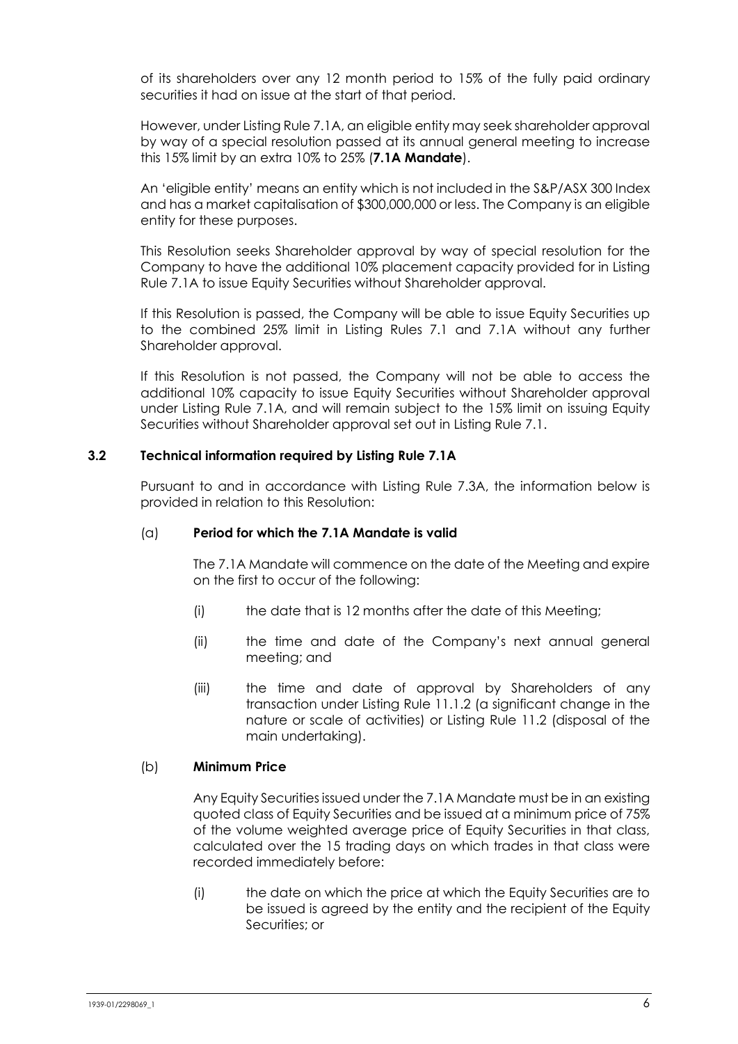of its shareholders over any 12 month period to 15% of the fully paid ordinary securities it had on issue at the start of that period.

However, under Listing Rule 7.1A, an eligible entity may seek shareholder approval by way of a special resolution passed at its annual general meeting to increase this 15% limit by an extra 10% to 25% (**7.1A Mandate**).

An 'eligible entity' means an entity which is not included in the S&P/ASX 300 Index and has a market capitalisation of $300,000,000 or less. The Company is an eligible entity for these purposes.

This Resolution seeks Shareholder approval by way of special resolution for the Company to have the additional 10% placement capacity provided for in Listing Rule 7.1A to issue Equity Securities without Shareholder approval.

If this Resolution is passed, the Company will be able to issue Equity Securities up to the combined 25% limit in Listing Rules 7.1 and 7.1A without any further Shareholder approval.

If this Resolution is not passed, the Company will not be able to access the additional 10% capacity to issue Equity Securities without Shareholder approval under Listing Rule 7.1A, and will remain subject to the 15% limit on issuing Equity Securities without Shareholder approval set out in Listing Rule 7.1.

### 3.2 Technical information required by Listing Rule 7.1A

Pursuant to and in accordance with Listing Rule 7.3A, the information below is provided in relation to this Resolution:

(a) **Period for which the 7.1A Mandate is valid**

The 7.1A Mandate will commence on the date of the Meeting and expire on the first to occur of the following:

(i) the date that is 12 months after the date of this Meeting;

(ii) the time and date of the Company's next annual general meeting; and

(iii) the time and date of approval by Shareholders of any transaction under Listing Rule 11.1.2 (a significant change in the nature or scale of activities) or Listing Rule 11.2 (disposal of the main undertaking).

(b) **Minimum Price**

Any Equity Securities issued under the 7.1A Mandate must be in an existing quoted class of Equity Securities and be issued at a minimum price of 75% of the volume weighted average price of Equity Securities in that class, calculated over the 15 trading days on which trades in that class were recorded immediately before:

(i) the date on which the price at which the Equity Securities are to be issued is agreed by the entity and the recipient of the Equity Securities; or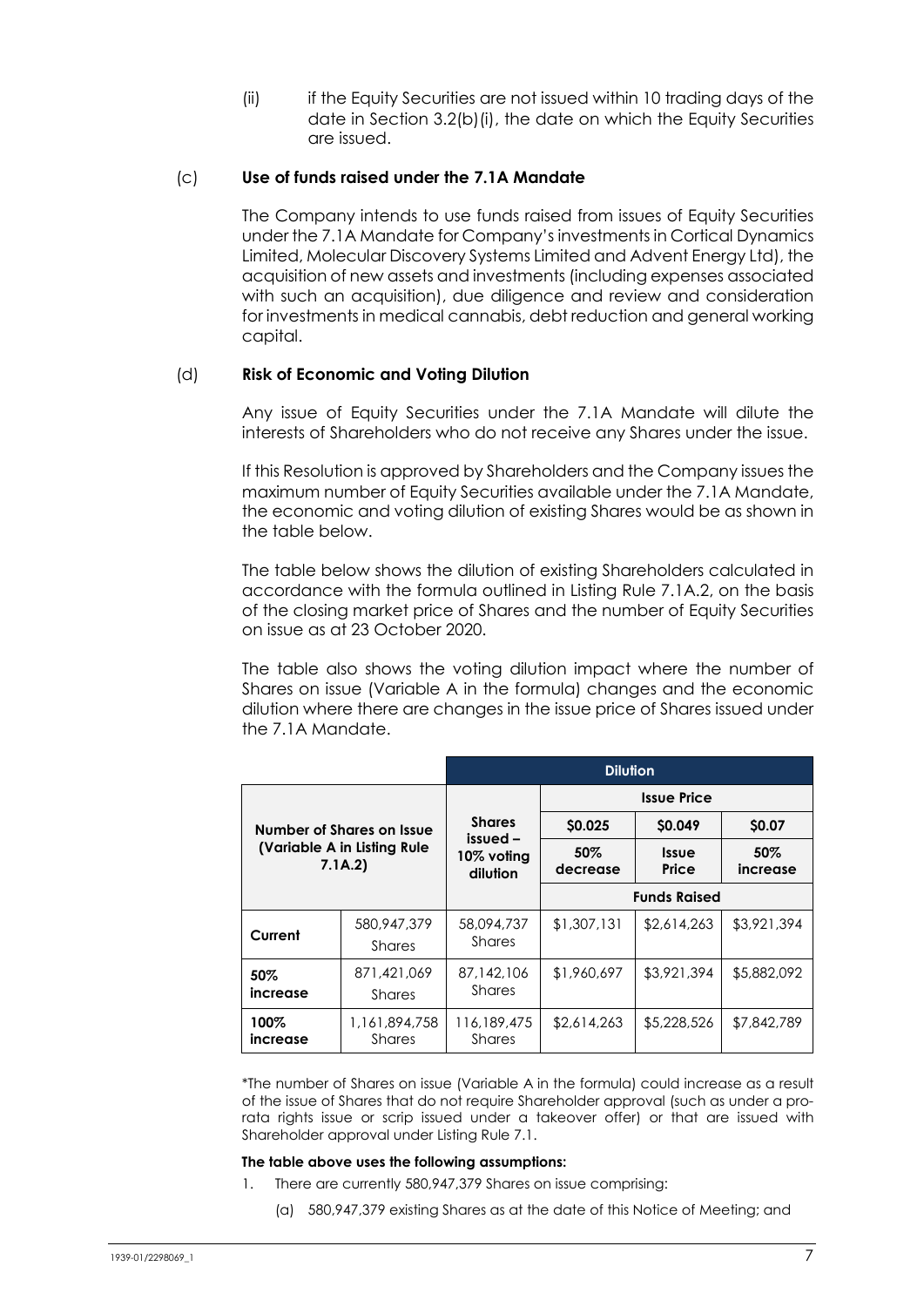(ii) if the Equity Securities are not issued within 10 trading days of the date in Section 3.2(b)(i), the date on which the Equity Securities are issued.

(c) **Use of funds raised under the 7.1A Mandate**

The Company intends to use funds raised from issues of Equity Securities under the 7.1A Mandate for Company's investments in Cortical Dynamics Limited, Molecular Discovery Systems Limited and Advent Energy Ltd), the acquisition of new assets and investments (including expenses associated with such an acquisition), due diligence and review and consideration for investments in medical cannabis, debt reduction and general working capital.

(d) **Risk of Economic and Voting Dilution**

Any issue of Equity Securities under the 7.1A Mandate will dilute the interests of Shareholders who do not receive any Shares under the issue.

If this Resolution is approved by Shareholders and the Company issues the maximum number of Equity Securities available under the 7.1A Mandate, the economic and voting dilution of existing Shares would be as shown in the table below.

The table below shows the dilution of existing Shareholders calculated in accordance with the formula outlined in Listing Rule 7.1A.2, on the basis of the closing market price of Shares and the number of Equity Securities on issue as at 23 October 2020.

The table also shows the voting dilution impact where the number of Shares on issue (Variable A in the formula) changes and the economic dilution where there are changes in the issue price of Shares issued under the 7.1A Mandate.

| Number of Shares on Issue (Variable A in Listing Rule 7.1A.2) | | Dilution | | | |
|---|---|---|---|---|---|
| | | Shares issued – 10% voting dilution | Issue Price | | |
| | | | $0.025 | $0.049 | $0.07 |
| | | | 50% decrease | Issue Price | 50% increase |
| | | | Funds Raised | | |
| **Current** | 580,947,379 Shares | 58,094,737 Shares | $1,307,131 | $2,614,263 | $3,921,394 |
| **50% increase** | 871,421,069 Shares | 87,142,106 Shares | $1,960,697 | $3,921,394 | $5,882,092 |
| **100% increase** | 1,161,894,758 Shares | 116,189,475 Shares | $2,614,263 | $5,228,526 | $7,842,789 |

*The number of Shares on issue (Variable A in the formula) could increase as a result of the issue of Shares that do not require Shareholder approval (such as under a pro-rata rights issue or scrip issued under a takeover offer) or that are issued with Shareholder approval under Listing Rule 7.1.

**The table above uses the following assumptions:**

1. There are currently 580,947,379 Shares on issue comprising:
   (a) 580,947,379 existing Shares as at the date of this Notice of Meeting; and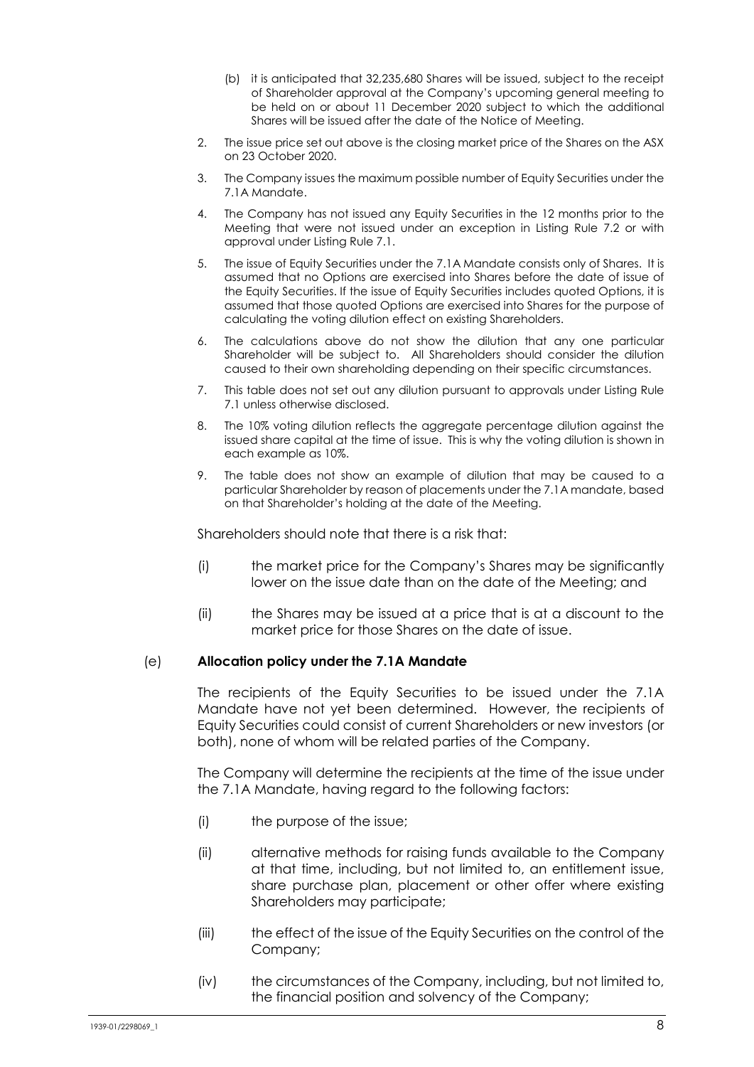(b) it is anticipated that 32,235,680 Shares will be issued, subject to the receipt of Shareholder approval at the Company's upcoming general meeting to be held on or about 11 December 2020 subject to which the additional Shares will be issued after the date of the Notice of Meeting.

2. The issue price set out above is the closing market price of the Shares on the ASX on 23 October 2020.
3. The Company issues the maximum possible number of Equity Securities under the 7.1A Mandate.
4. The Company has not issued any Equity Securities in the 12 months prior to the Meeting that were not issued under an exception in Listing Rule 7.2 or with approval under Listing Rule 7.1.
5. The issue of Equity Securities under the 7.1A Mandate consists only of Shares. It is assumed that no Options are exercised into Shares before the date of issue of the Equity Securities. If the issue of Equity Securities includes quoted Options, it is assumed that those quoted Options are exercised into Shares for the purpose of calculating the voting dilution effect on existing Shareholders.
6. The calculations above do not show the dilution that any one particular Shareholder will be subject to. All Shareholders should consider the dilution caused to their own shareholding depending on their specific circumstances.
7. This table does not set out any dilution pursuant to approvals under Listing Rule 7.1 unless otherwise disclosed.
8. The 10% voting dilution reflects the aggregate percentage dilution against the issued share capital at the time of issue. This is why the voting dilution is shown in each example as 10%.
9. The table does not show an example of dilution that may be caused to a particular Shareholder by reason of placements under the 7.1A mandate, based on that Shareholder's holding at the date of the Meeting.

Shareholders should note that there is a risk that:

(i) the market price for the Company's Shares may be significantly lower on the issue date than on the date of the Meeting; and

(ii) the Shares may be issued at a price that is at a discount to the market price for those Shares on the date of issue.

(e) **Allocation policy under the 7.1A Mandate**

The recipients of the Equity Securities to be issued under the 7.1A Mandate have not yet been determined. However, the recipients of Equity Securities could consist of current Shareholders or new investors (or both), none of whom will be related parties of the Company.

The Company will determine the recipients at the time of the issue under the 7.1A Mandate, having regard to the following factors:

(i) the purpose of the issue;

(ii) alternative methods for raising funds available to the Company at that time, including, but not limited to, an entitlement issue, share purchase plan, placement or other offer where existing Shareholders may participate;

(iii) the effect of the issue of the Equity Securities on the control of the Company;

(iv) the circumstances of the Company, including, but not limited to, the financial position and solvency of the Company;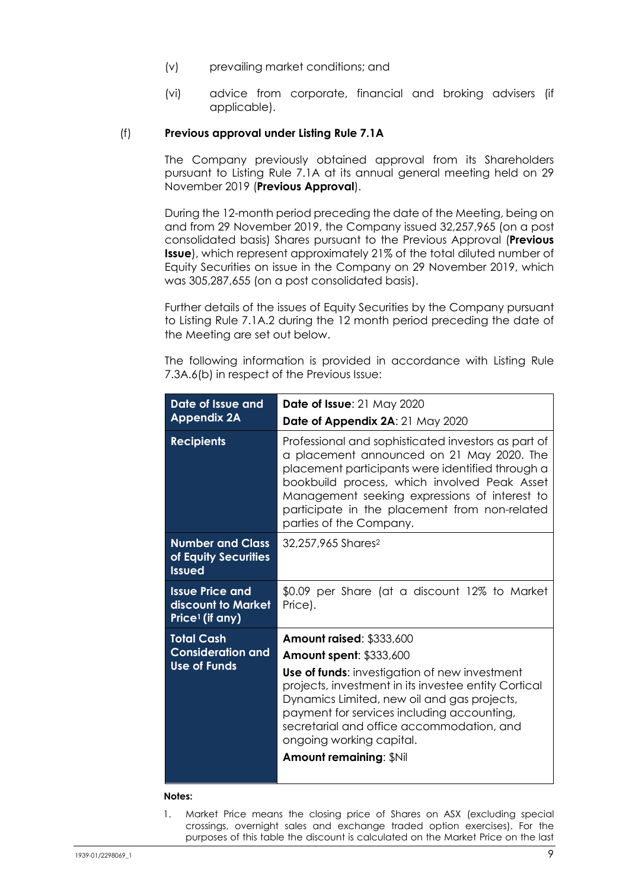(v) prevailing market conditions; and

(vi) advice from corporate, financial and broking advisers (if applicable).

(f) **Previous approval under Listing Rule 7.1A**

The Company previously obtained approval from its Shareholders pursuant to Listing Rule 7.1A at its annual general meeting held on 29 November 2019 (**Previous Approval**).

During the 12-month period preceding the date of the Meeting, being on and from 29 November 2019, the Company issued 32,257,965 (on a post consolidated basis) Shares pursuant to the Previous Approval (**Previous Issue**), which represent approximately 21% of the total diluted number of Equity Securities on issue in the Company on 29 November 2019, which was 305,287,655 (on a post consolidated basis).

Further details of the issues of Equity Securities by the Company pursuant to Listing Rule 7.1A.2 during the 12 month period preceding the date of the Meeting are set out below.

The following information is provided in accordance with Listing Rule 7.3A.6(b) in respect of the Previous Issue:

| | |
|---|---|
| **Date of Issue and Appendix 2A** | **Date of Issue**: 21 May 2020<br>**Date of Appendix 2A**: 21 May 2020 |
| **Recipients** | Professional and sophisticated investors as part of a placement announced on 21 May 2020. The placement participants were identified through a bookbuild process, which involved Peak Asset Management seeking expressions of interest to participate in the placement from non-related parties of the Company. |
| **Number and Class of Equity Securities Issued** | 32,257,965 Shares[2] |
| **Issue Price and discount to Market Price[1] (if any)** | $0.09 per Share (at a discount 12% to Market Price). |
| **Total Cash Consideration and Use of Funds** | **Amount raised**: $333,600<br>**Amount spent**: $333,600<br>**Use of funds**: investigation of new investment projects, investment in its investee entity Cortical Dynamics Limited, new oil and gas projects, payment for services including accounting, secretarial and office accommodation, and ongoing working capital.<br>**Amount remaining**: $Nil |

**Notes:**

1. Market Price means the closing price of Shares on ASX (excluding special crossings, overnight sales and exchange traded option exercises). For the purposes of this table the discount is calculated on the Market Price on the last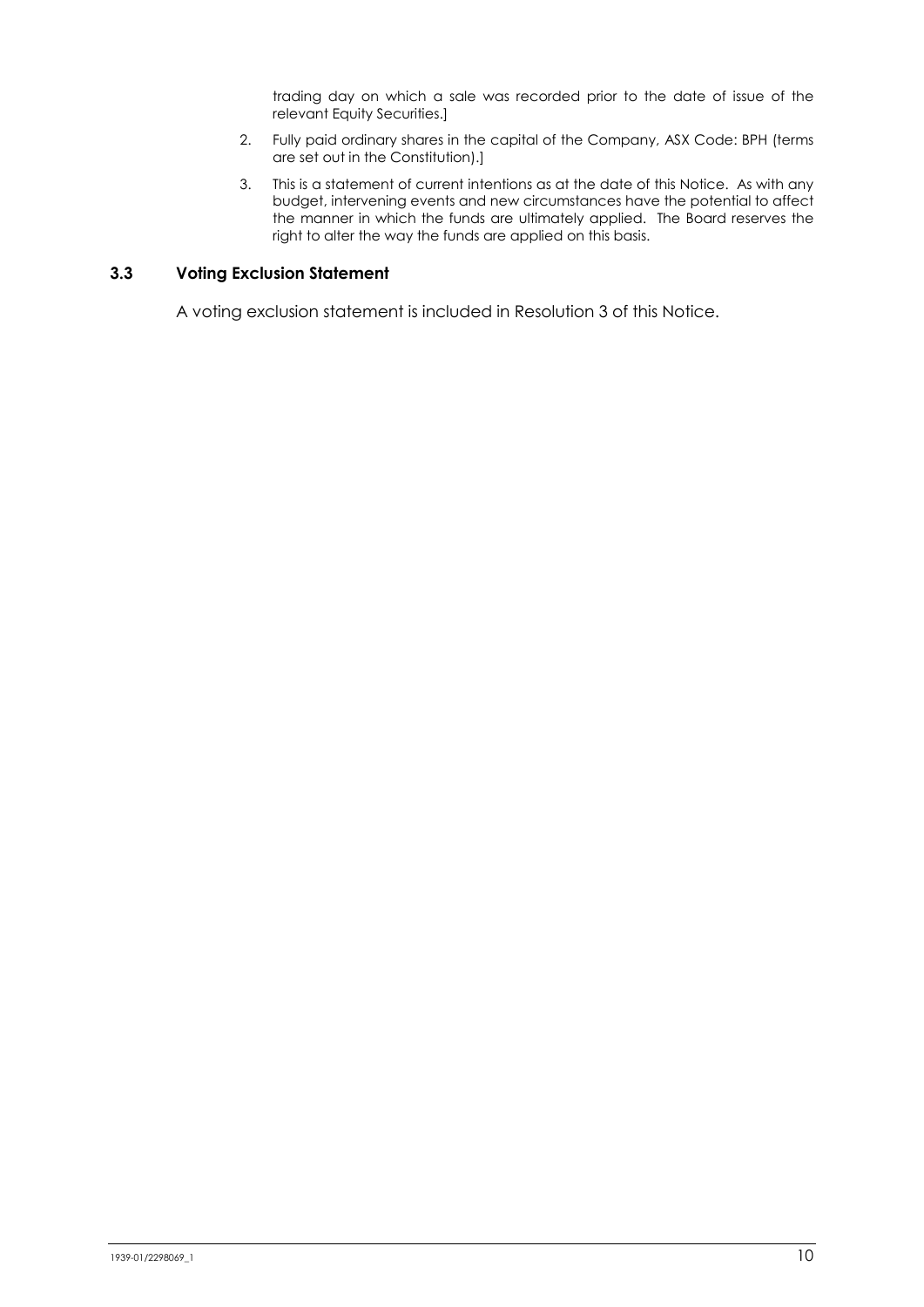trading day on which a sale was recorded prior to the date of issue of the relevant Equity Securities.]

2. Fully paid ordinary shares in the capital of the Company, ASX Code: BPH (terms are set out in the Constitution).]
3. This is a statement of current intentions as at the date of this Notice. As with any budget, intervening events and new circumstances have the potential to affect the manner in which the funds are ultimately applied. The Board reserves the right to alter the way the funds are applied on this basis.

### 3.3 Voting Exclusion Statement

A voting exclusion statement is included in Resolution 3 of this Notice.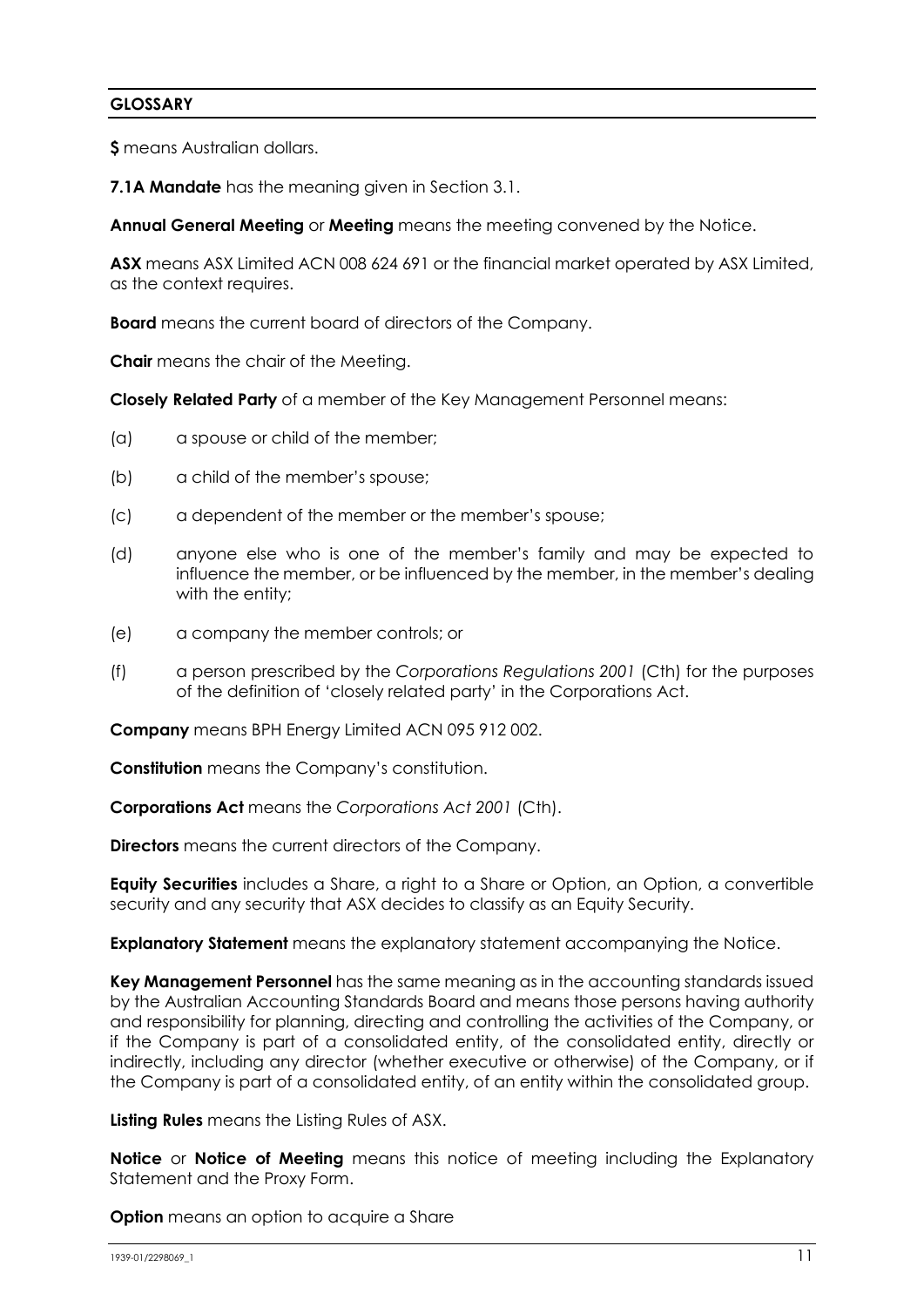## GLOSSARY

**$** means Australian dollars.

**7.1A Mandate** has the meaning given in Section 3.1.

**Annual General Meeting** or **Meeting** means the meeting convened by the Notice.

**ASX** means ASX Limited ACN 008 624 691 or the financial market operated by ASX Limited, as the context requires.

**Board** means the current board of directors of the Company.

**Chair** means the chair of the Meeting.

**Closely Related Party** of a member of the Key Management Personnel means:

(a) a spouse or child of the member;

(b) a child of the member's spouse;

(c) a dependent of the member or the member's spouse;

(d) anyone else who is one of the member's family and may be expected to influence the member, or be influenced by the member, in the member's dealing with the entity;

(e) a company the member controls; or

(f) a person prescribed by the *Corporations Regulations 2001* (Cth) for the purposes of the definition of 'closely related party' in the Corporations Act.

**Company** means BPH Energy Limited ACN 095 912 002.

**Constitution** means the Company's constitution.

**Corporations Act** means the *Corporations Act 2001* (Cth).

**Directors** means the current directors of the Company.

**Equity Securities** includes a Share, a right to a Share or Option, an Option, a convertible security and any security that ASX decides to classify as an Equity Security.

**Explanatory Statement** means the explanatory statement accompanying the Notice.

**Key Management Personnel** has the same meaning as in the accounting standards issued by the Australian Accounting Standards Board and means those persons having authority and responsibility for planning, directing and controlling the activities of the Company, or if the Company is part of a consolidated entity, of the consolidated entity, directly or indirectly, including any director (whether executive or otherwise) of the Company, or if the Company is part of a consolidated entity, of an entity within the consolidated group.

**Listing Rules** means the Listing Rules of ASX.

**Notice** or **Notice of Meeting** means this notice of meeting including the Explanatory Statement and the Proxy Form.

**Option** means an option to acquire a Share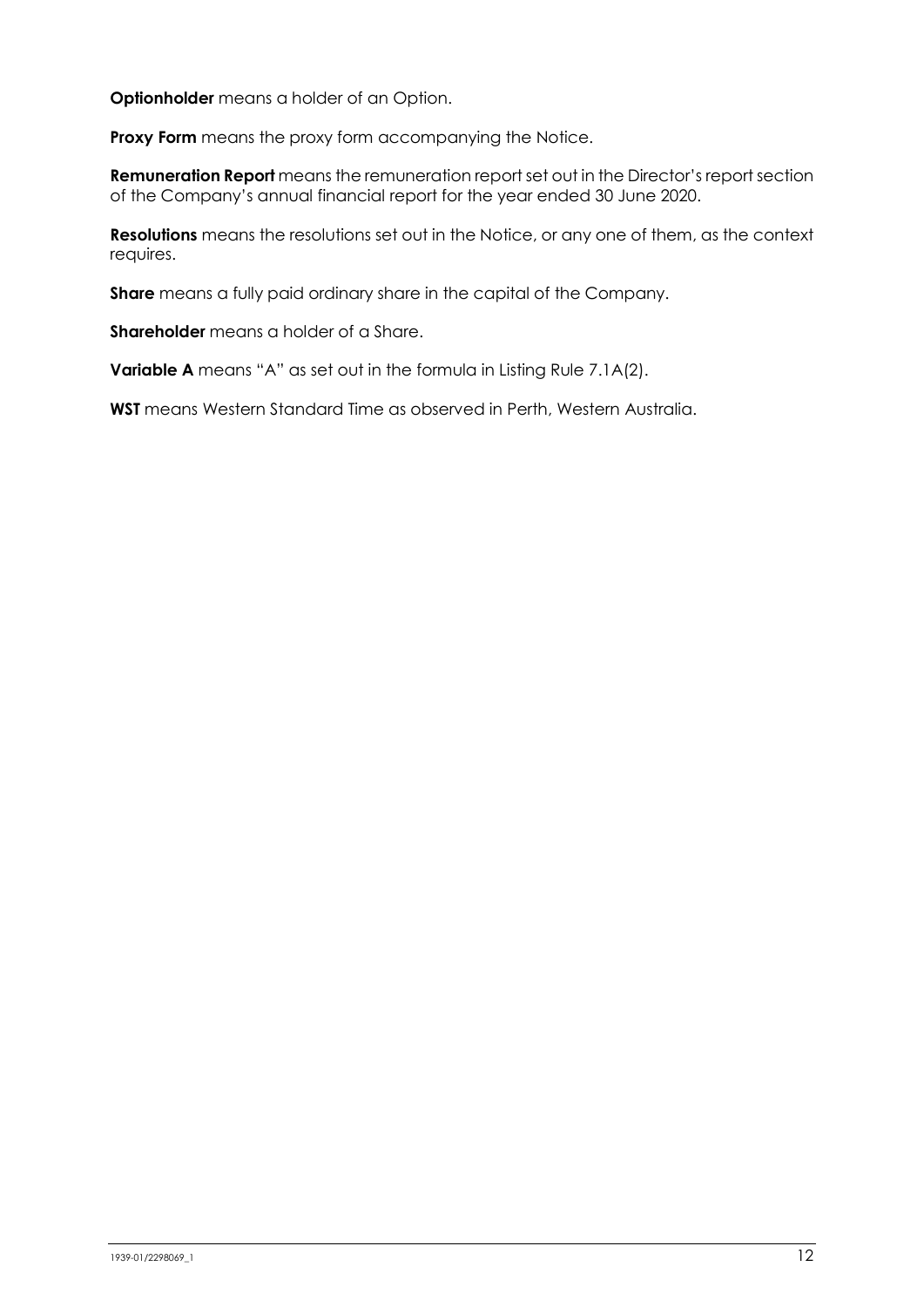**Optionholder** means a holder of an Option.

**Proxy Form** means the proxy form accompanying the Notice.

**Remuneration Report** means the remuneration report set out in the Director's report section of the Company's annual financial report for the year ended 30 June 2020.

**Resolutions** means the resolutions set out in the Notice, or any one of them, as the context requires.

**Share** means a fully paid ordinary share in the capital of the Company.

**Shareholder** means a holder of a Share.

**Variable A** means "A" as set out in the formula in Listing Rule 7.1A(2).

**WST** means Western Standard Time as observed in Perth, Western Australia.